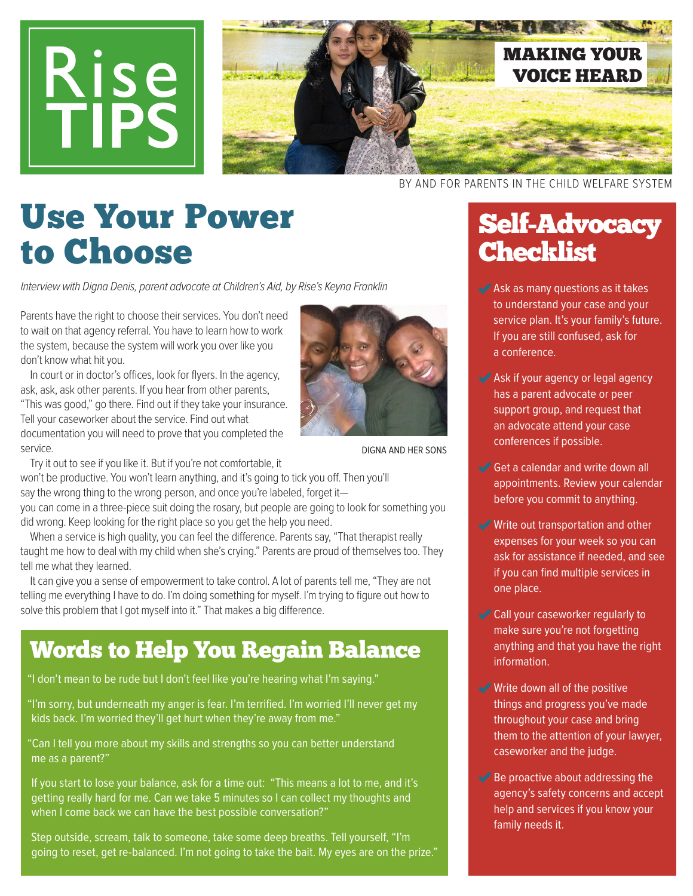# Rise TIPS

## MAKING YOUR VOICE HEARD

BY AND FOR PARENTS IN THE CHILD WELFARE SYSTEM

# Use Your Power to Choose

*Interview with Digna Denis, parent advocate at Children's Aid, by Rise's Keyna Franklin*

Parents have the right to choose their services. You don't need to wait on that agency referral. You have to learn how to work the system, because the system will work you over like you don't know what hit you.

In court or in doctor's offices, look for flyers. In the agency, ask, ask, ask other parents. If you hear from other parents, "This was good," go there. Find out if they take your insurance. Tell your caseworker about the service. Find out what documentation you will need to prove that you completed the service.

DIGNA AND HER SONS

Try it out to see if you like it. But if you're not comfortable, it won't be productive. You won't learn anything, and it's going to tick you off. Then you'll say the wrong thing to the wrong person, and once you're labeled, forget it—you can come in a three-piece suit doing the rosary, but people are going to look for something you did wrong. Keep looking for the right place so you get the help you need.

When a service is high quality, you can feel the difference. Parents say, "That therapist really taught me how to deal with my child when she's crying." Parents are proud of themselves too. They tell me what they learned.

It can give you a sense of empowerment to take control. A lot of parents tell me, "They are not telling me everything I have to do. I'm doing something for myself. I'm trying to figure out how to solve this problem that I got myself into it." That makes a big difference.

## Words to Help You Regain Balance

"I don't mean to be rude but I don't feel like you're hearing what I'm saying."

"I'm sorry, but underneath my anger is fear. I'm terrified. I'm worried I'll never get my kids back. I'm worried they'll get hurt when they're away from me."

"Can I tell you more about my skills and strengths so you can better understand me as a parent?"

If you start to lose your balance, ask for a time out: "This means a lot to me, and it's getting really hard for me. Can we take 5 minutes so I can collect my thoughts and when I come back we can have the best possible conversation?"

Step outside, scream, talk to someone, take some deep breaths. Tell yourself, "I'm going to reset, get re-balanced. I'm not going to take the bait. My eyes are on the prize."

## Self-Advocacy Checklist

- ✔ Ask as many questions as it takes to understand your case and your service plan. It's your family's future. If you are still confused, ask for a conference.
- ✔ Ask if your agency or legal agency has a parent advocate or peer support group, and request that an advocate attend your case conferences if possible.
- ✔ Get a calendar and write down all appointments. Review your calendar before you commit to anything.
- ✔ Write out transportation and other expenses for your week so you can ask for assistance if needed, and see if you can find multiple services in one place.
- ✔ Call your caseworker regularly to make sure you're not forgetting anything and that you have the right information.
- ✔ Write down all of the positive things and progress you've made throughout your case and bring them to the attention of your lawyer, caseworker and the judge.
- ✔ Be proactive about addressing the agency's safety concerns and accept help and services if you know your family needs it.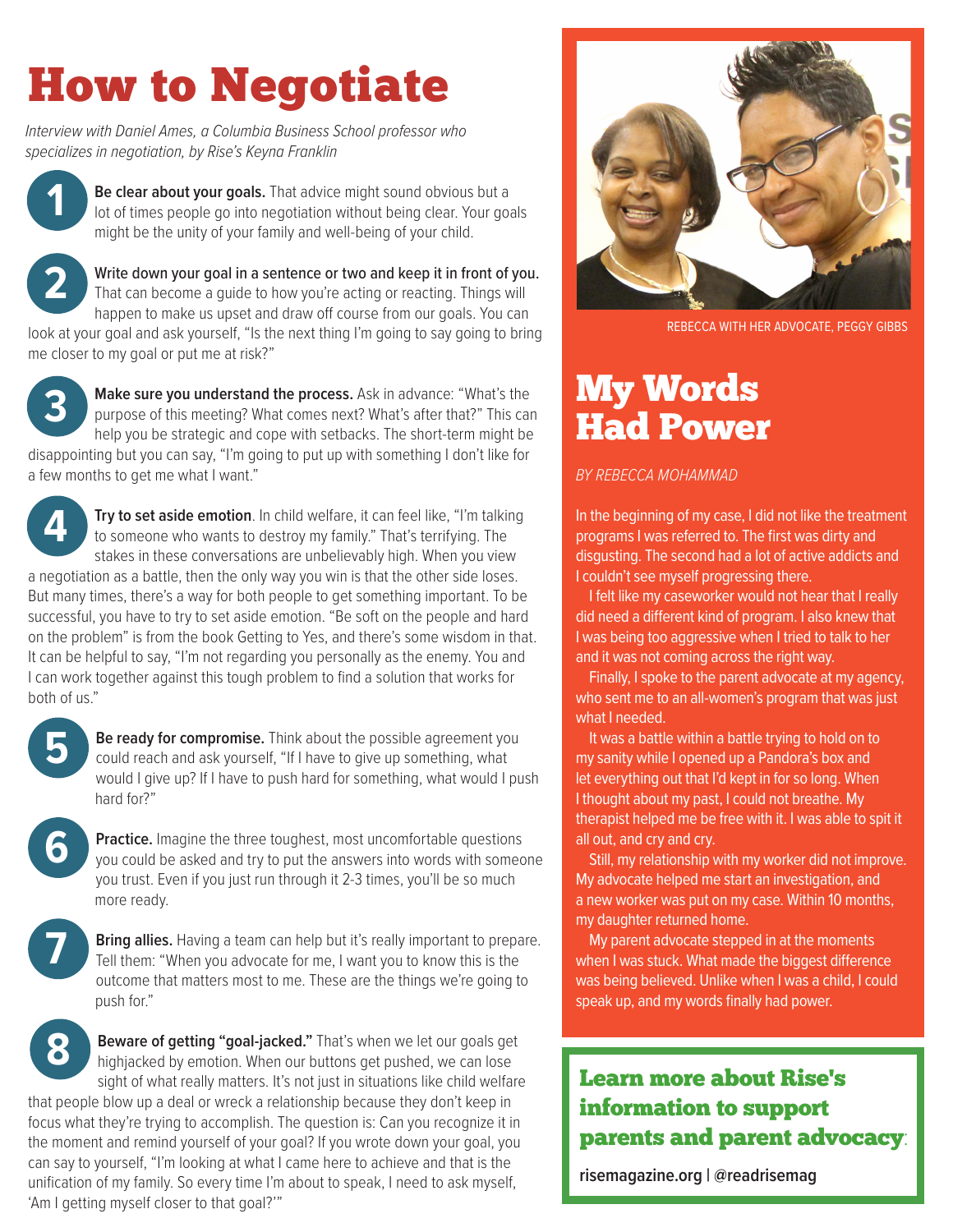# How to Negotiate

*Interview with Daniel Ames, a Columbia Business School professor who specializes in negotiation, by Rise's Keyna Franklin*

1. **Be clear about your goals.** That advice might sound obvious but a lot of times people go into negotiation without being clear. Your goals might be the unity of your family and well-being of your child.

2. **Write down your goal in a sentence or two and keep it in front of you.** That can become a guide to how you're acting or reacting. Things will happen to make us upset and draw off course from our goals. You can look at your goal and ask yourself, "Is the next thing I'm going to say going to bring me closer to my goal or put me at risk?"

3. **Make sure you understand the process.** Ask in advance: "What's the purpose of this meeting? What comes next? What's after that?" This can help you be strategic and cope with setbacks. The short-term might be disappointing but you can say, "I'm going to put up with something I don't like for a few months to get me what I want."

4. **Try to set aside emotion**. In child welfare, it can feel like, "I'm talking to someone who wants to destroy my family." That's terrifying. The stakes in these conversations are unbelievably high. When you view a negotiation as a battle, then the only way you win is that the other side loses. But many times, there's a way for both people to get something important. To be successful, you have to try to set aside emotion. "Be soft on the people and hard on the problem" is from the book Getting to Yes, and there's some wisdom in that. It can be helpful to say, "I'm not regarding you personally as the enemy. You and I can work together against this tough problem to find a solution that works for both of us."

5. **Be ready for compromise.** Think about the possible agreement you could reach and ask yourself, "If I have to give up something, what would I give up? If I have to push hard for something, what would I push hard for?"

6. **Practice.** Imagine the three toughest, most uncomfortable questions you could be asked and try to put the answers into words with someone you trust. Even if you just run through it 2-3 times, you'll be so much more ready.

7. **Bring allies.** Having a team can help but it's really important to prepare. Tell them: "When you advocate for me, I want you to know this is the outcome that matters most to me. These are the things we're going to push for."

8. **Beware of getting "goal-jacked."** That's when we let our goals get highjacked by emotion. When our buttons get pushed, we can lose sight of what really matters. It's not just in situations like child welfare that people blow up a deal or wreck a relationship because they don't keep in focus what they're trying to accomplish. The question is: Can you recognize it in the moment and remind yourself of your goal? If you wrote down your goal, you can say to yourself, "I'm looking at what I came here to achieve and that is the unification of my family. So every time I'm about to speak, I need to ask myself, 'Am I getting myself closer to that goal?'"

REBECCA WITH HER ADVOCATE, PEGGY GIBBS

# My Words Had Power

*BY REBECCA MOHAMMAD*

In the beginning of my case, I did not like the treatment programs I was referred to. The first was dirty and disgusting. The second had a lot of active addicts and I couldn't see myself progressing there.

I felt like my caseworker would not hear that I really did need a different kind of program. I also knew that I was being too aggressive when I tried to talk to her and it was not coming across the right way.

Finally, I spoke to the parent advocate at my agency, who sent me to an all-women's program that was just what I needed.

It was a battle within a battle trying to hold on to my sanity while I opened up a Pandora's box and let everything out that I'd kept in for so long. When I thought about my past, I could not breathe. My therapist helped me be free with it. I was able to spit it all out, and cry and cry.

Still, my relationship with my worker did not improve. My advocate helped me start an investigation, and a new worker was put on my case. Within 10 months, my daughter returned home.

My parent advocate stepped in at the moments when I was stuck. What made the biggest difference was being believed. Unlike when I was a child, I could speak up, and my words finally had power.

**Learn more about Rise's information to support parents and parent advocacy:**

**risemagazine.org | @readrisemag**